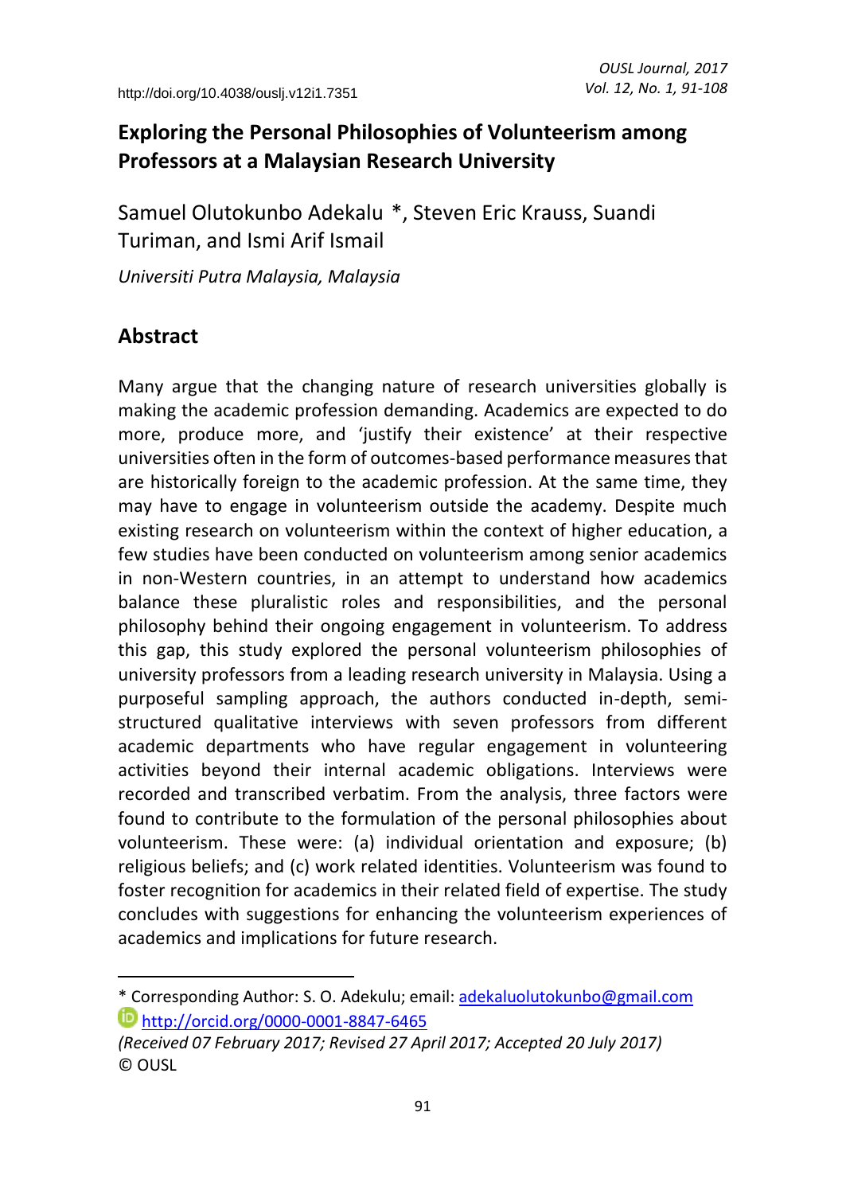# Exploring the Personal Philosophies of Volunteerism among Professors at a Malaysian Research University

Samuel Olutokunbo Adekalu *, Steven Eric Krauss, Suandi Turiman, and Ismi Arif Ismail

*Universiti Putra Malaysia, Malaysia*

## Abstract

Many argue that the changing nature of research universities globally is making the academic profession demanding. Academics are expected to do more, produce more, and 'justify their existence' at their respective universities often in the form of outcomes-based performance measures that are historically foreign to the academic profession. At the same time, they may have to engage in volunteerism outside the academy. Despite much existing research on volunteerism within the context of higher education, a few studies have been conducted on volunteerism among senior academics in non-Western countries, in an attempt to understand how academics balance these pluralistic roles and responsibilities, and the personal philosophy behind their ongoing engagement in volunteerism. To address this gap, this study explored the personal volunteerism philosophies of university professors from a leading research university in Malaysia. Using a purposeful sampling approach, the authors conducted in-depth, semi-structured qualitative interviews with seven professors from different academic departments who have regular engagement in volunteering activities beyond their internal academic obligations. Interviews were recorded and transcribed verbatim. From the analysis, three factors were found to contribute to the formulation of the personal philosophies about volunteerism. These were: (a) individual orientation and exposure; (b) religious beliefs; and (c) work related identities. Volunteerism was found to foster recognition for academics in their related field of expertise. The study concludes with suggestions for enhancing the volunteerism experiences of academics and implications for future research.

---

* Corresponding Author: S. O. Adekulu; email: adekaluolutokunbo@gmail.com

http://orcid.org/0000-0001-8847-6465

*(Received 07 February 2017; Revised 27 April 2017; Accepted 20 July 2017)*

© OUSL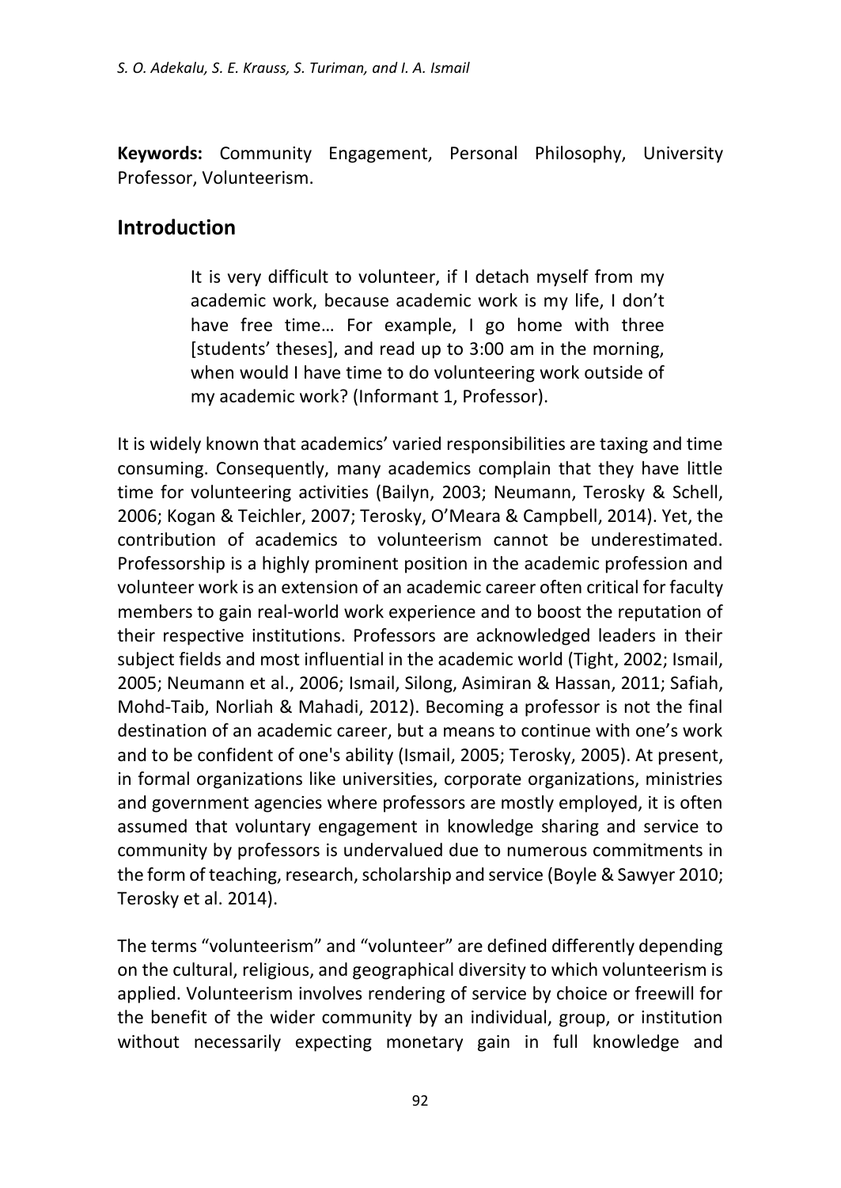**Keywords:** Community Engagement, Personal Philosophy, University Professor, Volunteerism.

## Introduction

> It is very difficult to volunteer, if I detach myself from my academic work, because academic work is my life, I don't have free time… For example, I go home with three [students' theses], and read up to 3:00 am in the morning, when would I have time to do volunteering work outside of my academic work? (Informant 1, Professor).

It is widely known that academics' varied responsibilities are taxing and time consuming. Consequently, many academics complain that they have little time for volunteering activities (Bailyn, 2003; Neumann, Terosky & Schell, 2006; Kogan & Teichler, 2007; Terosky, O'Meara & Campbell, 2014). Yet, the contribution of academics to volunteerism cannot be underestimated. Professorship is a highly prominent position in the academic profession and volunteer work is an extension of an academic career often critical for faculty members to gain real-world work experience and to boost the reputation of their respective institutions. Professors are acknowledged leaders in their subject fields and most influential in the academic world (Tight, 2002; Ismail, 2005; Neumann et al., 2006; Ismail, Silong, Asimiran & Hassan, 2011; Safiah, Mohd-Taib, Norliah & Mahadi, 2012). Becoming a professor is not the final destination of an academic career, but a means to continue with one's work and to be confident of one's ability (Ismail, 2005; Terosky, 2005). At present, in formal organizations like universities, corporate organizations, ministries and government agencies where professors are mostly employed, it is often assumed that voluntary engagement in knowledge sharing and service to community by professors is undervalued due to numerous commitments in the form of teaching, research, scholarship and service (Boyle & Sawyer 2010; Terosky et al. 2014).

The terms "volunteerism" and "volunteer" are defined differently depending on the cultural, religious, and geographical diversity to which volunteerism is applied. Volunteerism involves rendering of service by choice or freewill for the benefit of the wider community by an individual, group, or institution without necessarily expecting monetary gain in full knowledge and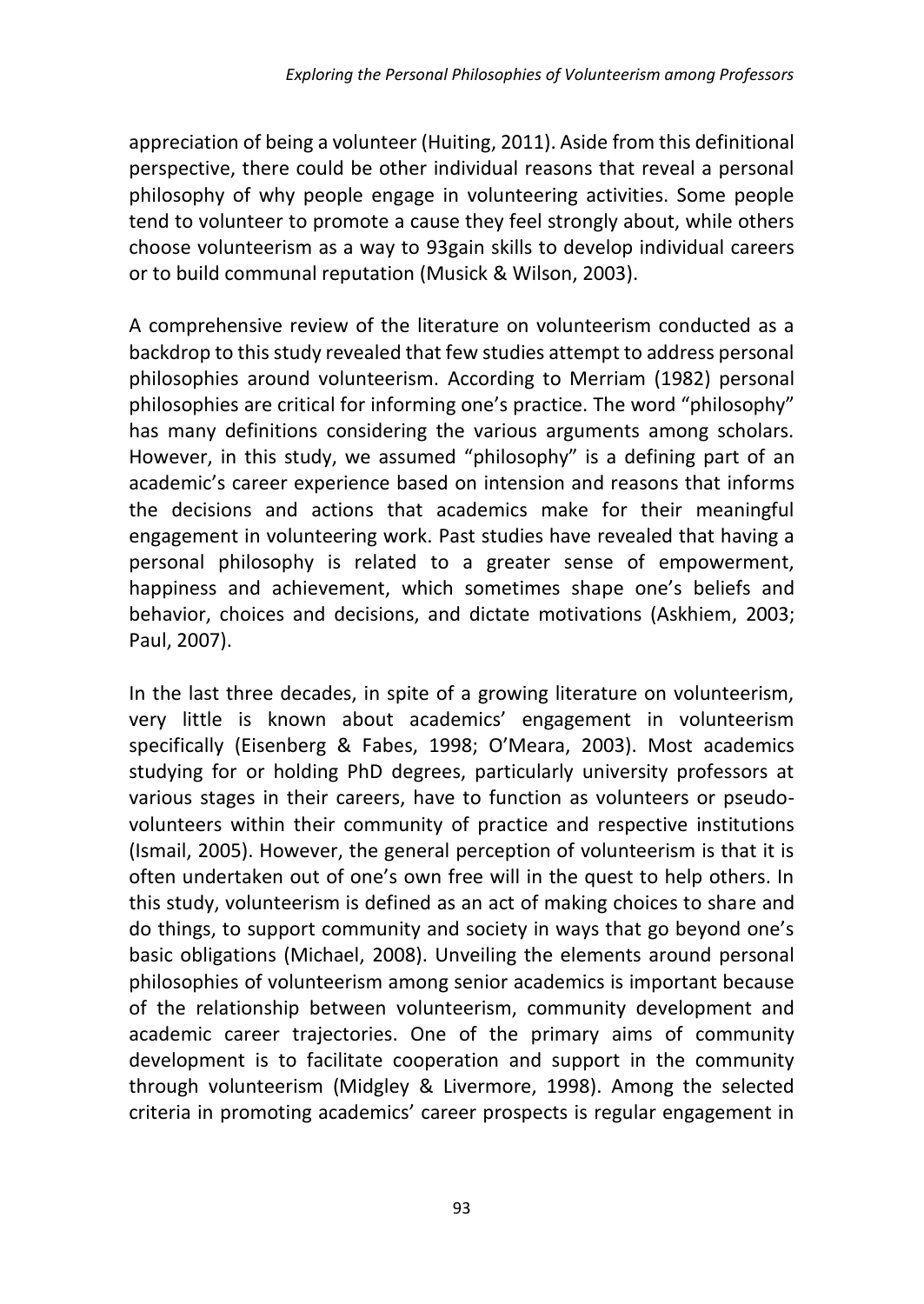appreciation of being a volunteer (Huiting, 2011). Aside from this definitional perspective, there could be other individual reasons that reveal a personal philosophy of why people engage in volunteering activities. Some people tend to volunteer to promote a cause they feel strongly about, while others choose volunteerism as a way to 93gain skills to develop individual careers or to build communal reputation (Musick & Wilson, 2003).

A comprehensive review of the literature on volunteerism conducted as a backdrop to this study revealed that few studies attempt to address personal philosophies around volunteerism. According to Merriam (1982) personal philosophies are critical for informing one's practice. The word "philosophy" has many definitions considering the various arguments among scholars. However, in this study, we assumed "philosophy" is a defining part of an academic's career experience based on intension and reasons that informs the decisions and actions that academics make for their meaningful engagement in volunteering work. Past studies have revealed that having a personal philosophy is related to a greater sense of empowerment, happiness and achievement, which sometimes shape one's beliefs and behavior, choices and decisions, and dictate motivations (Askhiem, 2003; Paul, 2007).

In the last three decades, in spite of a growing literature on volunteerism, very little is known about academics' engagement in volunteerism specifically (Eisenberg & Fabes, 1998; O'Meara, 2003). Most academics studying for or holding PhD degrees, particularly university professors at various stages in their careers, have to function as volunteers or pseudo-volunteers within their community of practice and respective institutions (Ismail, 2005). However, the general perception of volunteerism is that it is often undertaken out of one's own free will in the quest to help others. In this study, volunteerism is defined as an act of making choices to share and do things, to support community and society in ways that go beyond one's basic obligations (Michael, 2008). Unveiling the elements around personal philosophies of volunteerism among senior academics is important because of the relationship between volunteerism, community development and academic career trajectories. One of the primary aims of community development is to facilitate cooperation and support in the community through volunteerism (Midgley & Livermore, 1998). Among the selected criteria in promoting academics' career prospects is regular engagement in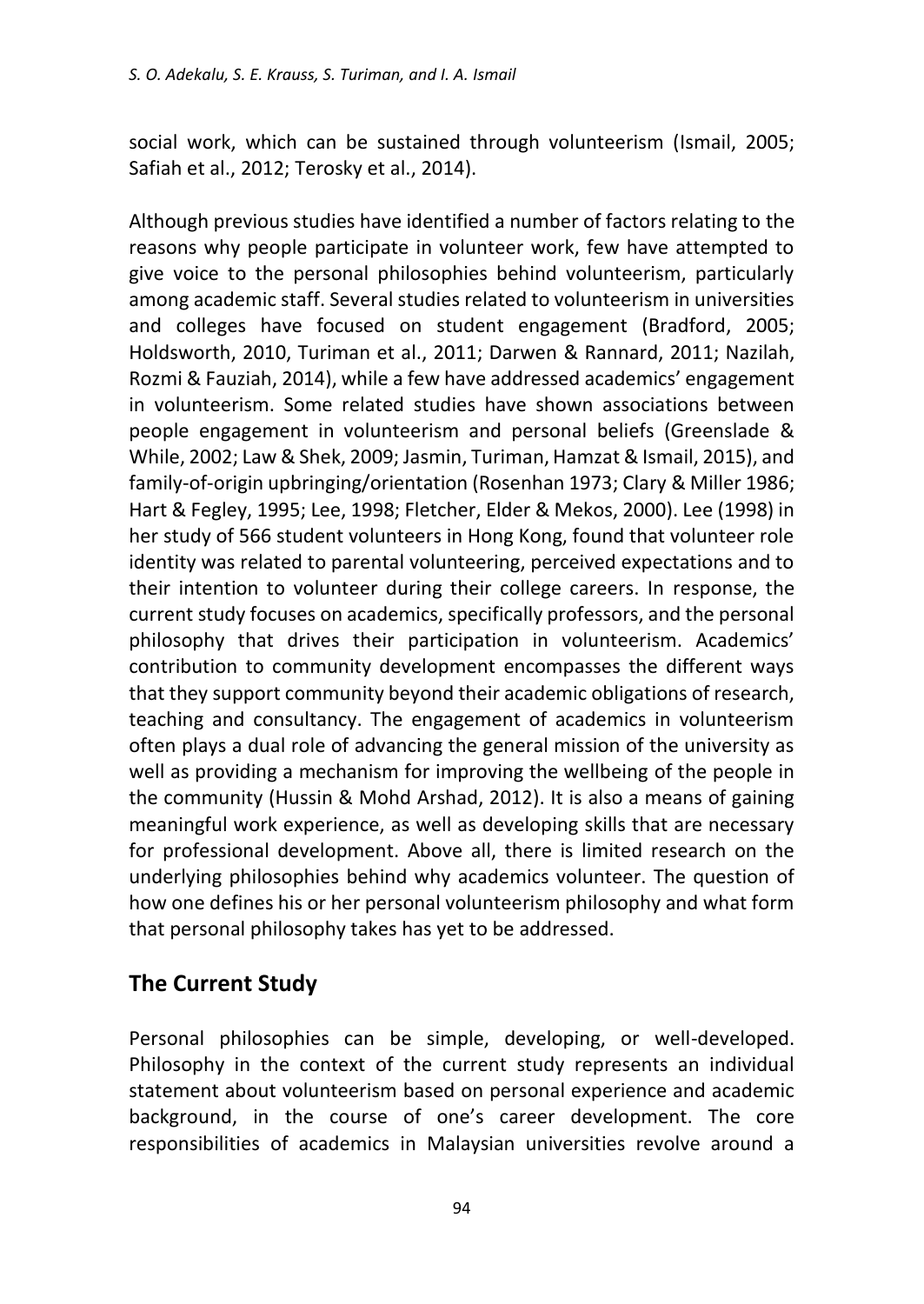social work, which can be sustained through volunteerism (Ismail, 2005; Safiah et al., 2012; Terosky et al., 2014).

Although previous studies have identified a number of factors relating to the reasons why people participate in volunteer work, few have attempted to give voice to the personal philosophies behind volunteerism, particularly among academic staff. Several studies related to volunteerism in universities and colleges have focused on student engagement (Bradford, 2005; Holdsworth, 2010, Turiman et al., 2011; Darwen & Rannard, 2011; Nazilah, Rozmi & Fauziah, 2014), while a few have addressed academics' engagement in volunteerism. Some related studies have shown associations between people engagement in volunteerism and personal beliefs (Greenslade & While, 2002; Law & Shek, 2009; Jasmin, Turiman, Hamzat & Ismail, 2015), and family-of-origin upbringing/orientation (Rosenhan 1973; Clary & Miller 1986; Hart & Fegley, 1995; Lee, 1998; Fletcher, Elder & Mekos, 2000). Lee (1998) in her study of 566 student volunteers in Hong Kong, found that volunteer role identity was related to parental volunteering, perceived expectations and to their intention to volunteer during their college careers. In response, the current study focuses on academics, specifically professors, and the personal philosophy that drives their participation in volunteerism. Academics' contribution to community development encompasses the different ways that they support community beyond their academic obligations of research, teaching and consultancy. The engagement of academics in volunteerism often plays a dual role of advancing the general mission of the university as well as providing a mechanism for improving the wellbeing of the people in the community (Hussin & Mohd Arshad, 2012). It is also a means of gaining meaningful work experience, as well as developing skills that are necessary for professional development. Above all, there is limited research on the underlying philosophies behind why academics volunteer. The question of how one defines his or her personal volunteerism philosophy and what form that personal philosophy takes has yet to be addressed.

## The Current Study

Personal philosophies can be simple, developing, or well-developed. Philosophy in the context of the current study represents an individual statement about volunteerism based on personal experience and academic background, in the course of one's career development. The core responsibilities of academics in Malaysian universities revolve around a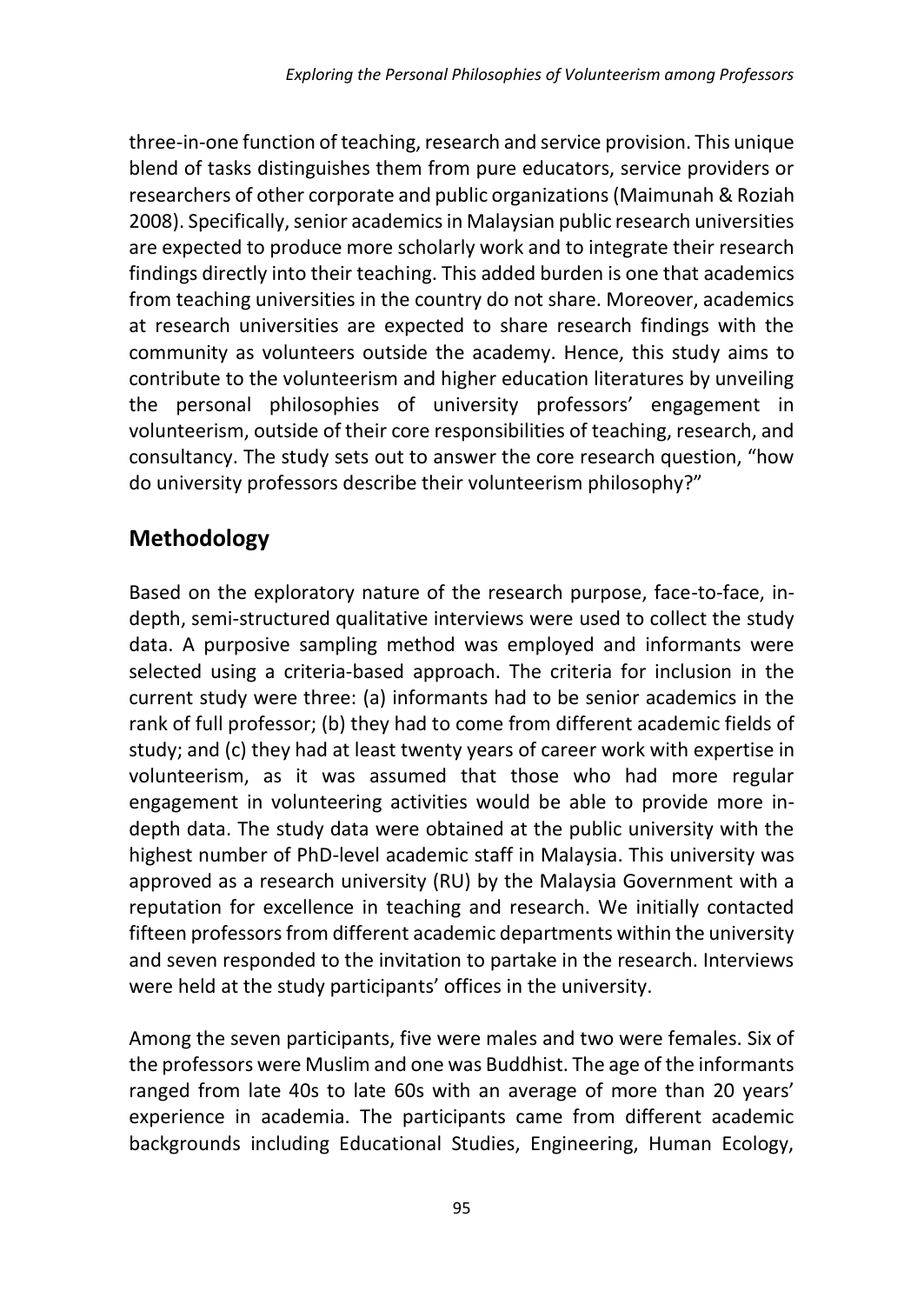three-in-one function of teaching, research and service provision. This unique blend of tasks distinguishes them from pure educators, service providers or researchers of other corporate and public organizations (Maimunah & Roziah 2008). Specifically, senior academics in Malaysian public research universities are expected to produce more scholarly work and to integrate their research findings directly into their teaching. This added burden is one that academics from teaching universities in the country do not share. Moreover, academics at research universities are expected to share research findings with the community as volunteers outside the academy. Hence, this study aims to contribute to the volunteerism and higher education literatures by unveiling the personal philosophies of university professors' engagement in volunteerism, outside of their core responsibilities of teaching, research, and consultancy. The study sets out to answer the core research question, "how do university professors describe their volunteerism philosophy?"

## Methodology

Based on the exploratory nature of the research purpose, face-to-face, in-depth, semi-structured qualitative interviews were used to collect the study data. A purposive sampling method was employed and informants were selected using a criteria-based approach. The criteria for inclusion in the current study were three: (a) informants had to be senior academics in the rank of full professor; (b) they had to come from different academic fields of study; and (c) they had at least twenty years of career work with expertise in volunteerism, as it was assumed that those who had more regular engagement in volunteering activities would be able to provide more in-depth data. The study data were obtained at the public university with the highest number of PhD-level academic staff in Malaysia. This university was approved as a research university (RU) by the Malaysia Government with a reputation for excellence in teaching and research. We initially contacted fifteen professors from different academic departments within the university and seven responded to the invitation to partake in the research. Interviews were held at the study participants' offices in the university.

Among the seven participants, five were males and two were females. Six of the professors were Muslim and one was Buddhist. The age of the informants ranged from late 40s to late 60s with an average of more than 20 years' experience in academia. The participants came from different academic backgrounds including Educational Studies, Engineering, Human Ecology,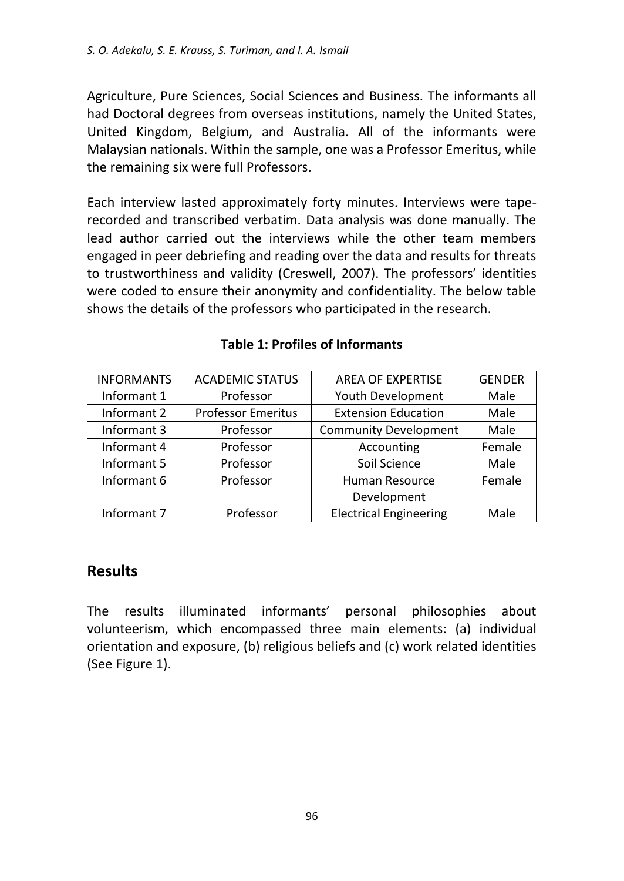Agriculture, Pure Sciences, Social Sciences and Business. The informants all had Doctoral degrees from overseas institutions, namely the United States, United Kingdom, Belgium, and Australia. All of the informants were Malaysian nationals. Within the sample, one was a Professor Emeritus, while the remaining six were full Professors.

Each interview lasted approximately forty minutes. Interviews were tape-recorded and transcribed verbatim. Data analysis was done manually. The lead author carried out the interviews while the other team members engaged in peer debriefing and reading over the data and results for threats to trustworthiness and validity (Creswell, 2007). The professors' identities were coded to ensure their anonymity and confidentiality. The below table shows the details of the professors who participated in the research.

**Table 1: Profiles of Informants**

| INFORMANTS | ACADEMIC STATUS | AREA OF EXPERTISE | GENDER |
|---|---|---|---|
| Informant 1 | Professor | Youth Development | Male |
| Informant 2 | Professor Emeritus | Extension Education | Male |
| Informant 3 | Professor | Community Development | Male |
| Informant 4 | Professor | Accounting | Female |
| Informant 5 | Professor | Soil Science | Male |
| Informant 6 | Professor | Human Resource Development | Female |
| Informant 7 | Professor | Electrical Engineering | Male |

## Results

The results illuminated informants' personal philosophies about volunteerism, which encompassed three main elements: (a) individual orientation and exposure, (b) religious beliefs and (c) work related identities (See Figure 1).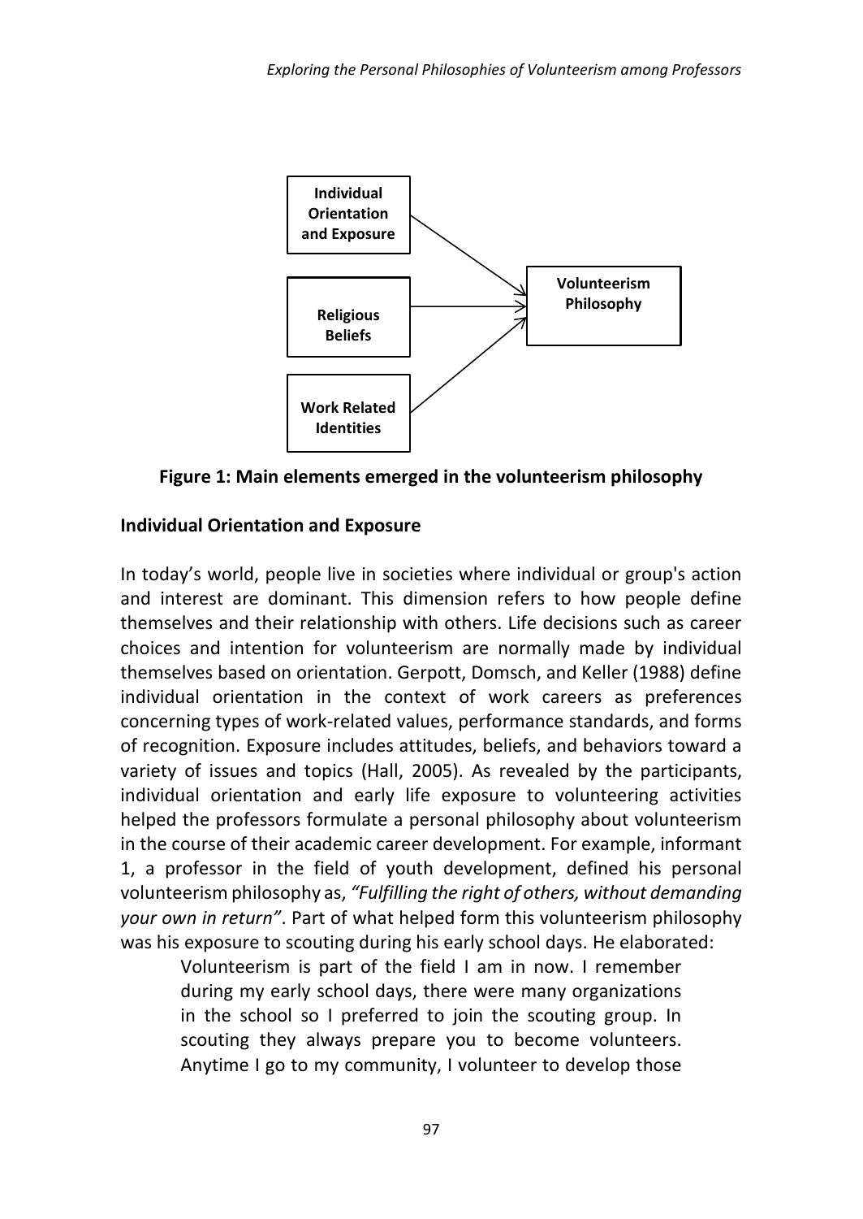Individual Orientation and Exposure → Volunteerism Philosophy

Religious Beliefs → Volunteerism Philosophy

Work Related Identities → Volunteerism Philosophy

**Figure 1: Main elements emerged in the volunteerism philosophy**

**Individual Orientation and Exposure**

In today's world, people live in societies where individual or group's action and interest are dominant. This dimension refers to how people define themselves and their relationship with others. Life decisions such as career choices and intention for volunteerism are normally made by individual themselves based on orientation. Gerpott, Domsch, and Keller (1988) define individual orientation in the context of work careers as preferences concerning types of work-related values, performance standards, and forms of recognition. Exposure includes attitudes, beliefs, and behaviors toward a variety of issues and topics (Hall, 2005). As revealed by the participants, individual orientation and early life exposure to volunteering activities helped the professors formulate a personal philosophy about volunteerism in the course of their academic career development. For example, informant 1, a professor in the field of youth development, defined his personal volunteerism philosophy as, *"Fulfilling the right of others, without demanding your own in return"*. Part of what helped form this volunteerism philosophy was his exposure to scouting during his early school days. He elaborated:

> Volunteerism is part of the field I am in now. I remember during my early school days, there were many organizations in the school so I preferred to join the scouting group. In scouting they always prepare you to become volunteers. Anytime I go to my community, I volunteer to develop those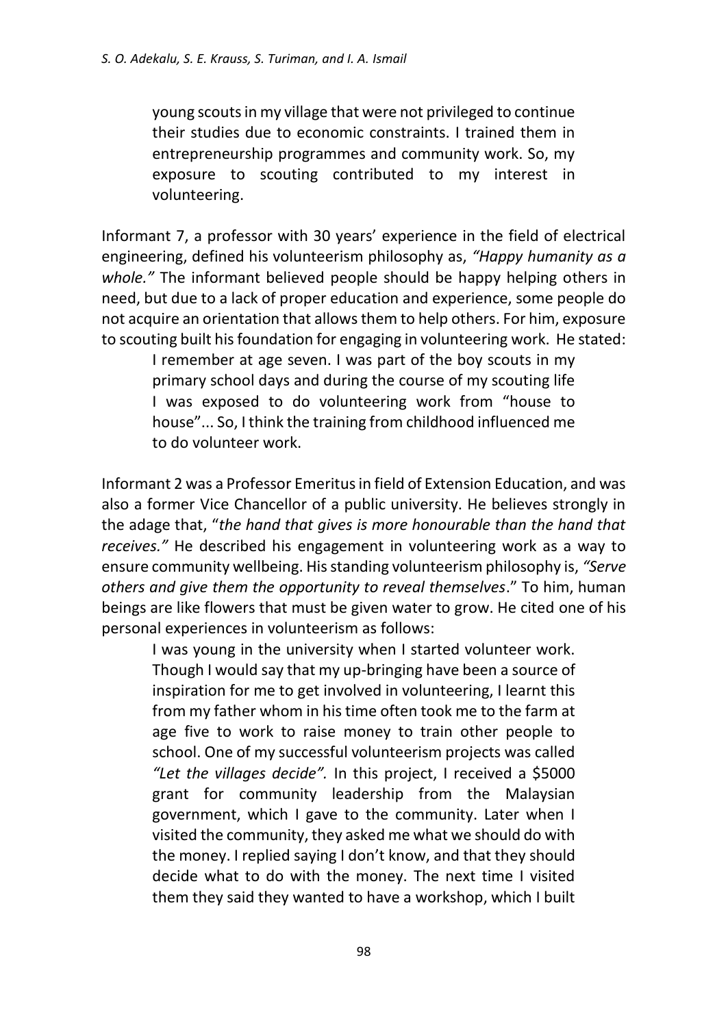> young scouts in my village that were not privileged to continue their studies due to economic constraints. I trained them in entrepreneurship programmes and community work. So, my exposure to scouting contributed to my interest in volunteering.

Informant 7, a professor with 30 years' experience in the field of electrical engineering, defined his volunteerism philosophy as, *"Happy humanity as a whole."* The informant believed people should be happy helping others in need, but due to a lack of proper education and experience, some people do not acquire an orientation that allows them to help others. For him, exposure to scouting built his foundation for engaging in volunteering work. He stated:

> I remember at age seven. I was part of the boy scouts in my primary school days and during the course of my scouting life I was exposed to do volunteering work from "house to house"... So, I think the training from childhood influenced me to do volunteer work.

Informant 2 was a Professor Emeritus in field of Extension Education, and was also a former Vice Chancellor of a public university. He believes strongly in the adage that, "*the hand that gives is more honourable than the hand that receives."* He described his engagement in volunteering work as a way to ensure community wellbeing. His standing volunteerism philosophy is, *"Serve others and give them the opportunity to reveal themselves*." To him, human beings are like flowers that must be given water to grow. He cited one of his personal experiences in volunteerism as follows:

> I was young in the university when I started volunteer work. Though I would say that my up-bringing have been a source of inspiration for me to get involved in volunteering, I learnt this from my father whom in his time often took me to the farm at age five to work to raise money to train other people to school. One of my successful volunteerism projects was called *"Let the villages decide".* In this project, I received a $5000 grant for community leadership from the Malaysian government, which I gave to the community. Later when I visited the community, they asked me what we should do with the money. I replied saying I don't know, and that they should decide what to do with the money. The next time I visited them they said they wanted to have a workshop, which I built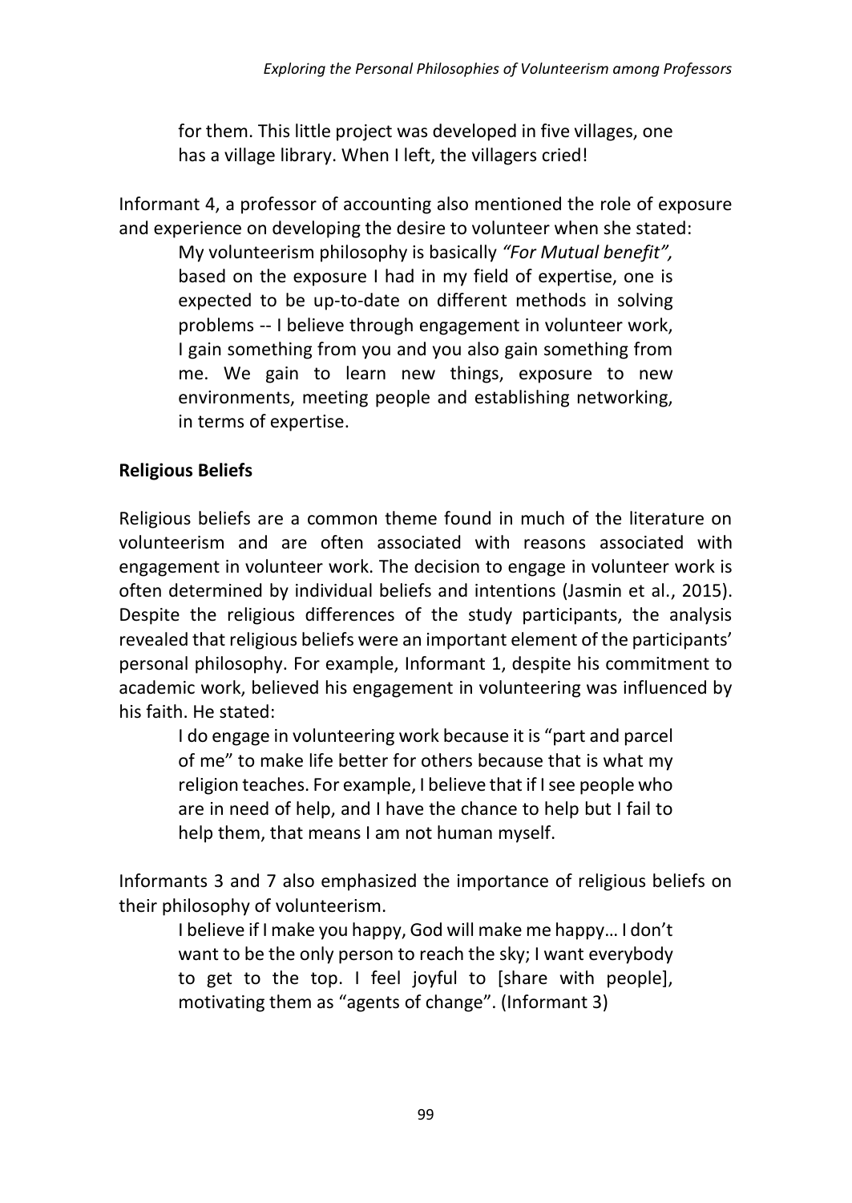> for them. This little project was developed in five villages, one has a village library. When I left, the villagers cried!

Informant 4, a professor of accounting also mentioned the role of exposure and experience on developing the desire to volunteer when she stated:

> My volunteerism philosophy is basically *"For Mutual benefit",* based on the exposure I had in my field of expertise, one is expected to be up-to-date on different methods in solving problems -- I believe through engagement in volunteer work, I gain something from you and you also gain something from me. We gain to learn new things, exposure to new environments, meeting people and establishing networking, in terms of expertise.

**Religious Beliefs**

Religious beliefs are a common theme found in much of the literature on volunteerism and are often associated with reasons associated with engagement in volunteer work. The decision to engage in volunteer work is often determined by individual beliefs and intentions (Jasmin et al., 2015). Despite the religious differences of the study participants, the analysis revealed that religious beliefs were an important element of the participants' personal philosophy. For example, Informant 1, despite his commitment to academic work, believed his engagement in volunteering was influenced by his faith. He stated:

> I do engage in volunteering work because it is "part and parcel of me" to make life better for others because that is what my religion teaches. For example, I believe that if I see people who are in need of help, and I have the chance to help but I fail to help them, that means I am not human myself.

Informants 3 and 7 also emphasized the importance of religious beliefs on their philosophy of volunteerism.

> I believe if I make you happy, God will make me happy… I don't want to be the only person to reach the sky; I want everybody to get to the top. I feel joyful to [share with people], motivating them as "agents of change". (Informant 3)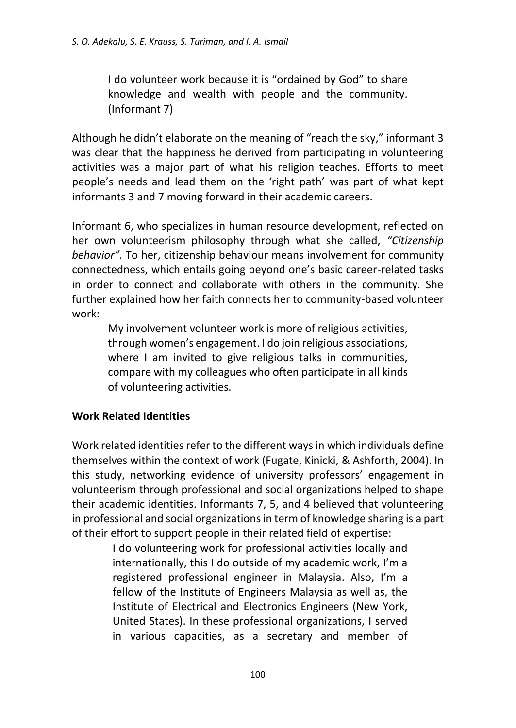> I do volunteer work because it is "ordained by God" to share knowledge and wealth with people and the community. (Informant 7)

Although he didn't elaborate on the meaning of "reach the sky," informant 3 was clear that the happiness he derived from participating in volunteering activities was a major part of what his religion teaches. Efforts to meet people's needs and lead them on the 'right path' was part of what kept informants 3 and 7 moving forward in their academic careers.

Informant 6, who specializes in human resource development, reflected on her own volunteerism philosophy through what she called, *"Citizenship behavior".* To her, citizenship behaviour means involvement for community connectedness, which entails going beyond one's basic career-related tasks in order to connect and collaborate with others in the community. She further explained how her faith connects her to community-based volunteer work:

> My involvement volunteer work is more of religious activities, through women's engagement. I do join religious associations, where I am invited to give religious talks in communities, compare with my colleagues who often participate in all kinds of volunteering activities.

**Work Related Identities**

Work related identities refer to the different ways in which individuals define themselves within the context of work (Fugate, Kinicki, & Ashforth, 2004). In this study, networking evidence of university professors' engagement in volunteerism through professional and social organizations helped to shape their academic identities. Informants 7, 5, and 4 believed that volunteering in professional and social organizations in term of knowledge sharing is a part of their effort to support people in their related field of expertise:

> I do volunteering work for professional activities locally and internationally, this I do outside of my academic work, I'm a registered professional engineer in Malaysia. Also, I'm a fellow of the Institute of Engineers Malaysia as well as, the Institute of Electrical and Electronics Engineers (New York, United States). In these professional organizations, I served in various capacities, as a secretary and member of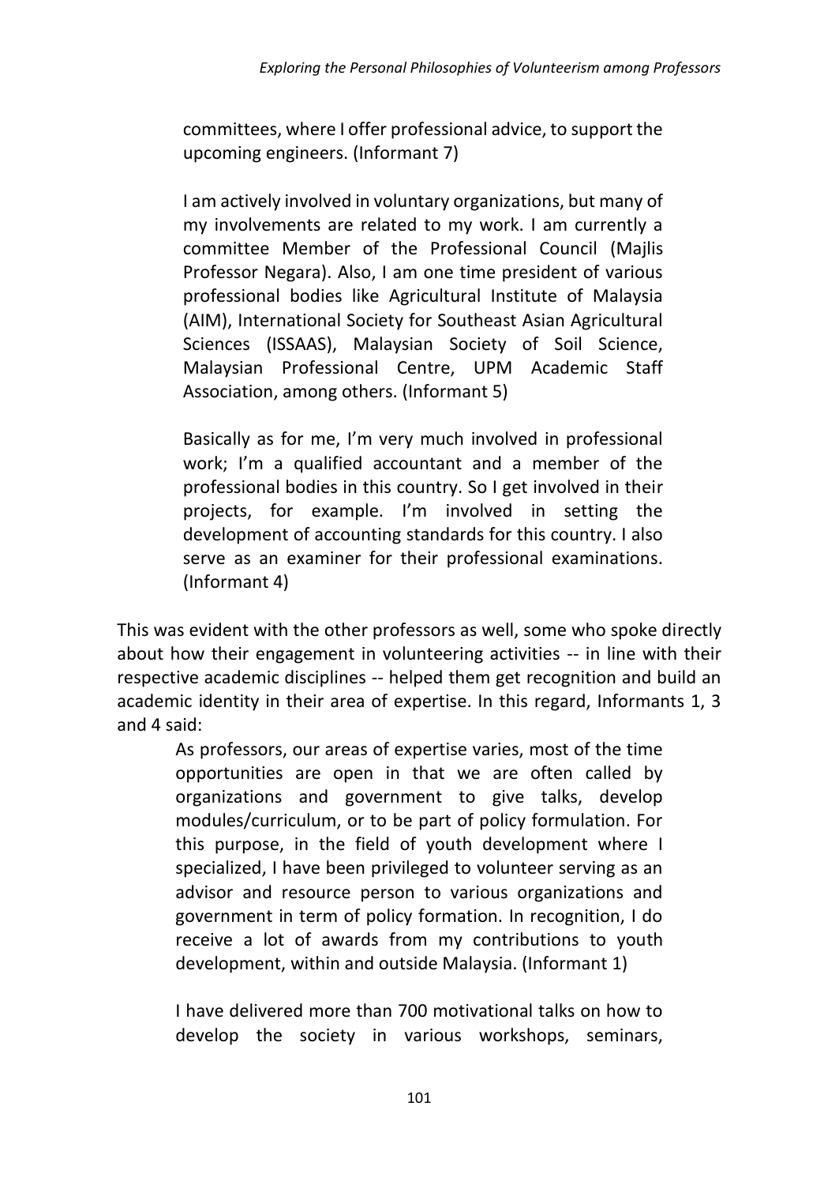> committees, where I offer professional advice, to support the upcoming engineers. (Informant 7)

> I am actively involved in voluntary organizations, but many of my involvements are related to my work. I am currently a committee Member of the Professional Council (Majlis Professor Negara). Also, I am one time president of various professional bodies like Agricultural Institute of Malaysia (AIM), International Society for Southeast Asian Agricultural Sciences (ISSAAS), Malaysian Society of Soil Science, Malaysian Professional Centre, UPM Academic Staff Association, among others. (Informant 5)

> Basically as for me, I'm very much involved in professional work; I'm a qualified accountant and a member of the professional bodies in this country. So I get involved in their projects, for example. I'm involved in setting the development of accounting standards for this country. I also serve as an examiner for their professional examinations. (Informant 4)

This was evident with the other professors as well, some who spoke directly about how their engagement in volunteering activities -- in line with their respective academic disciplines -- helped them get recognition and build an academic identity in their area of expertise. In this regard, Informants 1, 3 and 4 said:

> As professors, our areas of expertise varies, most of the time opportunities are open in that we are often called by organizations and government to give talks, develop modules/curriculum, or to be part of policy formulation. For this purpose, in the field of youth development where I specialized, I have been privileged to volunteer serving as an advisor and resource person to various organizations and government in term of policy formation. In recognition, I do receive a lot of awards from my contributions to youth development, within and outside Malaysia. (Informant 1)

> I have delivered more than 700 motivational talks on how to develop the society in various workshops, seminars,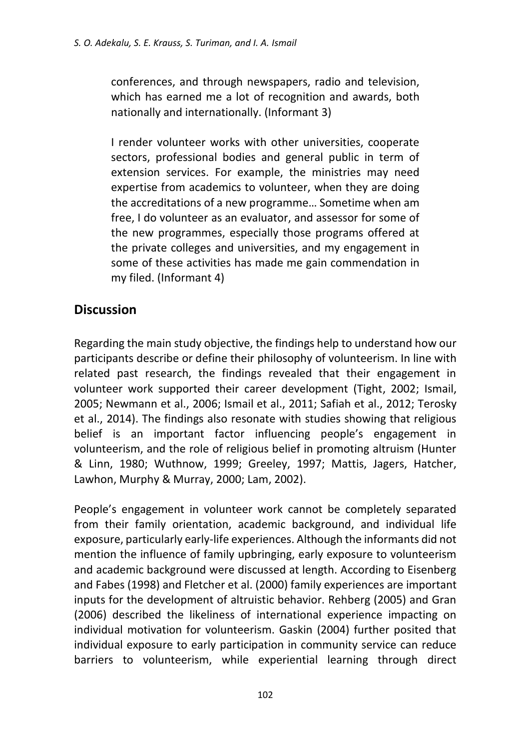> conferences, and through newspapers, radio and television, which has earned me a lot of recognition and awards, both nationally and internationally. (Informant 3)

> I render volunteer works with other universities, cooperate sectors, professional bodies and general public in term of extension services. For example, the ministries may need expertise from academics to volunteer, when they are doing the accreditations of a new programme… Sometime when am free, I do volunteer as an evaluator, and assessor for some of the new programmes, especially those programs offered at the private colleges and universities, and my engagement in some of these activities has made me gain commendation in my filed. (Informant 4)

## Discussion

Regarding the main study objective, the findings help to understand how our participants describe or define their philosophy of volunteerism. In line with related past research, the findings revealed that their engagement in volunteer work supported their career development (Tight, 2002; Ismail, 2005; Newmann et al., 2006; Ismail et al., 2011; Safiah et al., 2012; Terosky et al., 2014). The findings also resonate with studies showing that religious belief is an important factor influencing people's engagement in volunteerism, and the role of religious belief in promoting altruism (Hunter & Linn, 1980; Wuthnow, 1999; Greeley, 1997; Mattis, Jagers, Hatcher, Lawhon, Murphy & Murray, 2000; Lam, 2002).

People's engagement in volunteer work cannot be completely separated from their family orientation, academic background, and individual life exposure, particularly early-life experiences. Although the informants did not mention the influence of family upbringing, early exposure to volunteerism and academic background were discussed at length. According to Eisenberg and Fabes (1998) and Fletcher et al. (2000) family experiences are important inputs for the development of altruistic behavior. Rehberg (2005) and Gran (2006) described the likeliness of international experience impacting on individual motivation for volunteerism. Gaskin (2004) further posited that individual exposure to early participation in community service can reduce barriers to volunteerism, while experiential learning through direct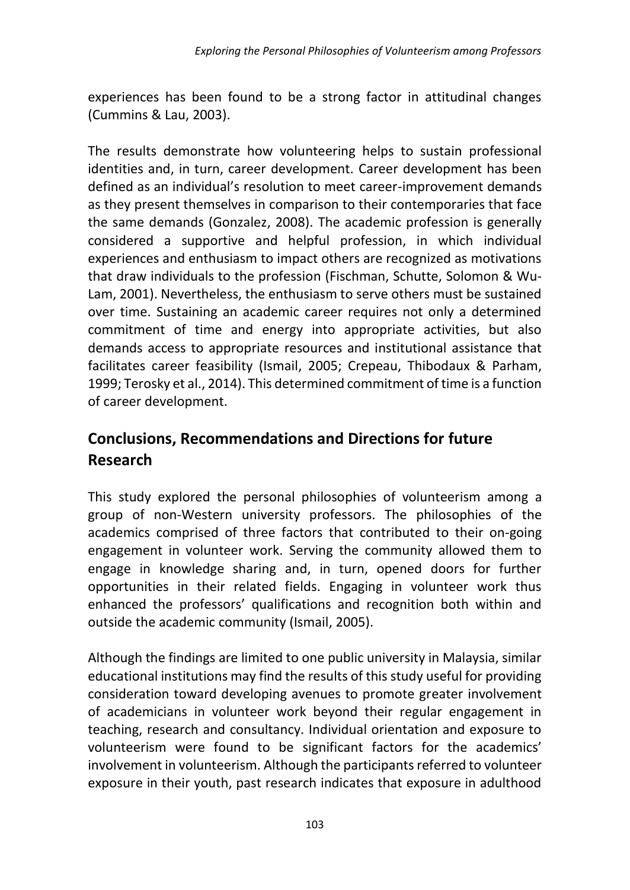experiences has been found to be a strong factor in attitudinal changes (Cummins & Lau, 2003).

The results demonstrate how volunteering helps to sustain professional identities and, in turn, career development. Career development has been defined as an individual's resolution to meet career-improvement demands as they present themselves in comparison to their contemporaries that face the same demands (Gonzalez, 2008). The academic profession is generally considered a supportive and helpful profession, in which individual experiences and enthusiasm to impact others are recognized as motivations that draw individuals to the profession (Fischman, Schutte, Solomon & Wu-Lam, 2001). Nevertheless, the enthusiasm to serve others must be sustained over time. Sustaining an academic career requires not only a determined commitment of time and energy into appropriate activities, but also demands access to appropriate resources and institutional assistance that facilitates career feasibility (Ismail, 2005; Crepeau, Thibodaux & Parham, 1999; Terosky et al., 2014). This determined commitment of time is a function of career development.

## Conclusions, Recommendations and Directions for future Research

This study explored the personal philosophies of volunteerism among a group of non-Western university professors. The philosophies of the academics comprised of three factors that contributed to their on-going engagement in volunteer work. Serving the community allowed them to engage in knowledge sharing and, in turn, opened doors for further opportunities in their related fields. Engaging in volunteer work thus enhanced the professors' qualifications and recognition both within and outside the academic community (Ismail, 2005).

Although the findings are limited to one public university in Malaysia, similar educational institutions may find the results of this study useful for providing consideration toward developing avenues to promote greater involvement of academicians in volunteer work beyond their regular engagement in teaching, research and consultancy. Individual orientation and exposure to volunteerism were found to be significant factors for the academics' involvement in volunteerism. Although the participants referred to volunteer exposure in their youth, past research indicates that exposure in adulthood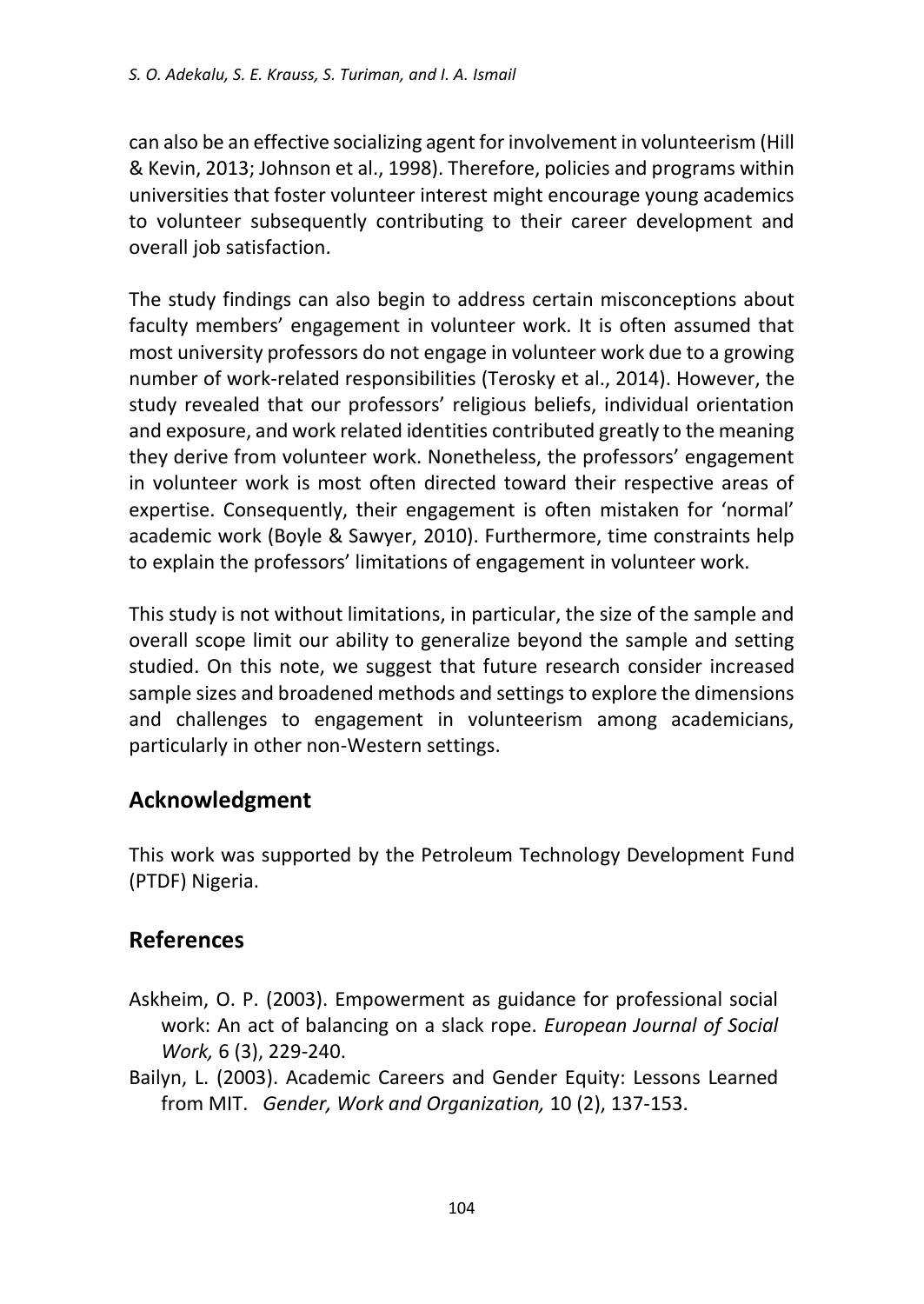can also be an effective socializing agent for involvement in volunteerism (Hill & Kevin, 2013; Johnson et al., 1998). Therefore, policies and programs within universities that foster volunteer interest might encourage young academics to volunteer subsequently contributing to their career development and overall job satisfaction.

The study findings can also begin to address certain misconceptions about faculty members' engagement in volunteer work. It is often assumed that most university professors do not engage in volunteer work due to a growing number of work-related responsibilities (Terosky et al., 2014). However, the study revealed that our professors' religious beliefs, individual orientation and exposure, and work related identities contributed greatly to the meaning they derive from volunteer work. Nonetheless, the professors' engagement in volunteer work is most often directed toward their respective areas of expertise. Consequently, their engagement is often mistaken for 'normal' academic work (Boyle & Sawyer, 2010). Furthermore, time constraints help to explain the professors' limitations of engagement in volunteer work.

This study is not without limitations, in particular, the size of the sample and overall scope limit our ability to generalize beyond the sample and setting studied. On this note, we suggest that future research consider increased sample sizes and broadened methods and settings to explore the dimensions and challenges to engagement in volunteerism among academicians, particularly in other non-Western settings.

## Acknowledgment

This work was supported by the Petroleum Technology Development Fund (PTDF) Nigeria.

## References

Askheim, O. P. (2003). Empowerment as guidance for professional social work: An act of balancing on a slack rope. *European Journal of Social Work,* 6 (3), 229-240.

Bailyn, L. (2003). Academic Careers and Gender Equity: Lessons Learned from MIT. *Gender, Work and Organization,* 10 (2), 137-153.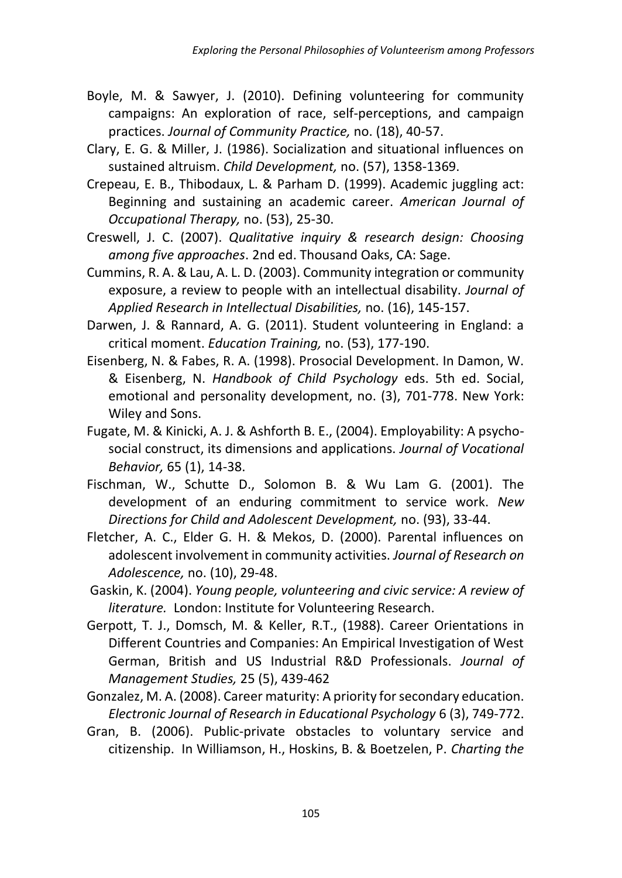Boyle, M. & Sawyer, J. (2010). Defining volunteering for community campaigns: An exploration of race, self-perceptions, and campaign practices. *Journal of Community Practice,* no. (18), 40-57.

Clary, E. G. & Miller, J. (1986). Socialization and situational influences on sustained altruism. *Child Development,* no. (57), 1358-1369.

Crepeau, E. B., Thibodaux, L. & Parham D. (1999). Academic juggling act: Beginning and sustaining an academic career. *American Journal of Occupational Therapy,* no. (53), 25-30.

Creswell, J. C. (2007). *Qualitative inquiry & research design: Choosing among five approaches*. 2nd ed. Thousand Oaks, CA: Sage.

Cummins, R. A. & Lau, A. L. D. (2003). Community integration or community exposure, a review to people with an intellectual disability. *Journal of Applied Research in Intellectual Disabilities,* no. (16), 145-157.

Darwen, J. & Rannard, A. G. (2011). Student volunteering in England: a critical moment. *Education Training,* no. (53), 177-190.

Eisenberg, N. & Fabes, R. A. (1998). Prosocial Development. In Damon, W. & Eisenberg, N. *Handbook of Child Psychology* eds. 5th ed. Social, emotional and personality development, no. (3), 701-778. New York: Wiley and Sons.

Fugate, M. & Kinicki, A. J. & Ashforth B. E., (2004). Employability: A psycho-social construct, its dimensions and applications. *Journal of Vocational Behavior,* 65 (1), 14-38.

Fischman, W., Schutte D., Solomon B. & Wu Lam G. (2001). The development of an enduring commitment to service work. *New Directions for Child and Adolescent Development,* no. (93), 33-44.

Fletcher, A. C., Elder G. H. & Mekos, D. (2000). Parental influences on adolescent involvement in community activities. *Journal of Research on Adolescence,* no. (10), 29-48.

Gaskin, K. (2004). *Young people, volunteering and civic service: A review of literature.* London: Institute for Volunteering Research.

Gerpott, T. J., Domsch, M. & Keller, R.T., (1988). Career Orientations in Different Countries and Companies: An Empirical Investigation of West German, British and US Industrial R&D Professionals. *Journal of Management Studies,* 25 (5), 439-462

Gonzalez, M. A. (2008). Career maturity: A priority for secondary education. *Electronic Journal of Research in Educational Psychology* 6 (3), 749-772.

Gran, B. (2006). Public-private obstacles to voluntary service and citizenship. In Williamson, H., Hoskins, B. & Boetzelen, P. *Charting the*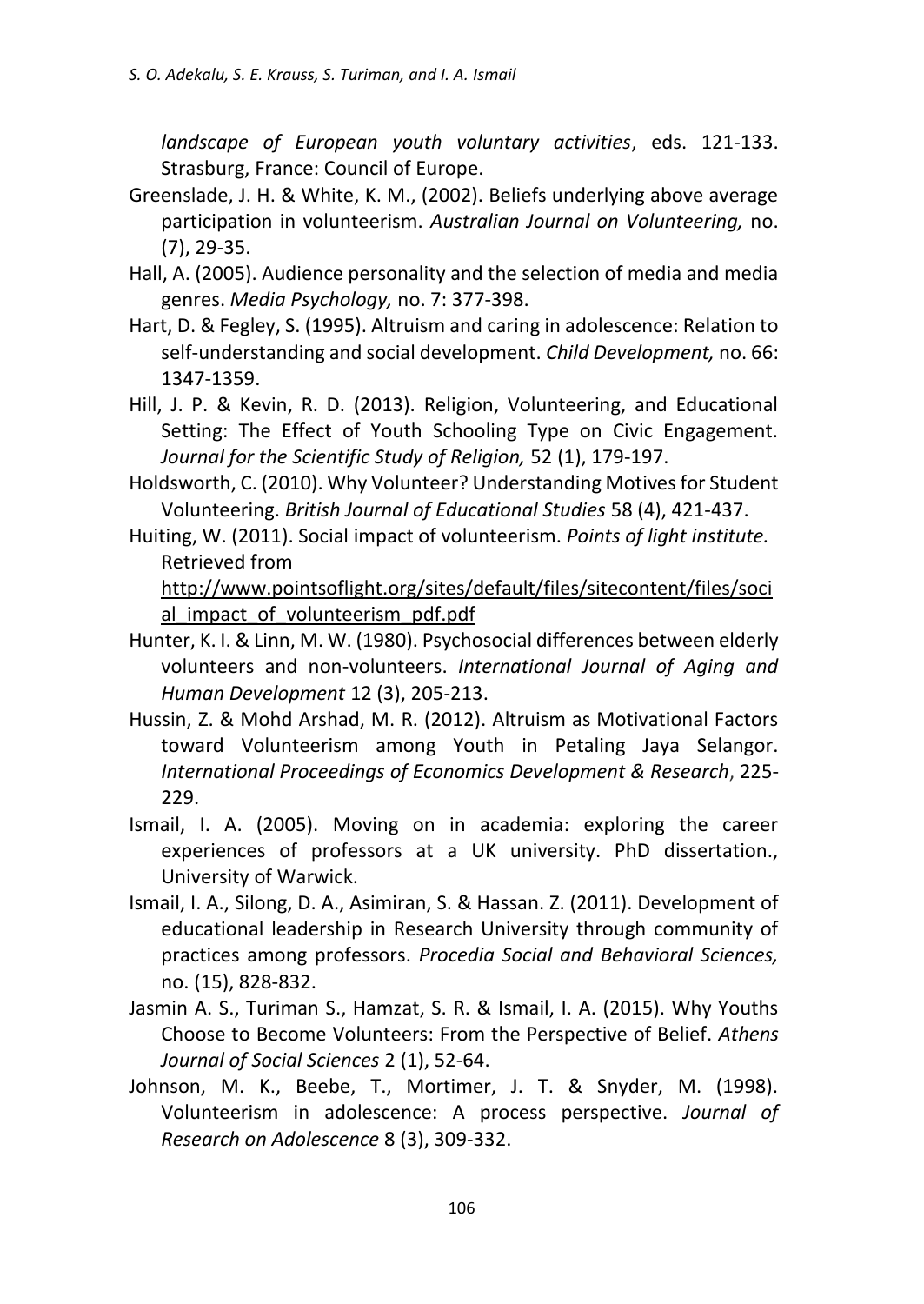*landscape of European youth voluntary activities*, eds. 121-133. Strasburg, France: Council of Europe.

Greenslade, J. H. & White, K. M., (2002). Beliefs underlying above average participation in volunteerism. *Australian Journal on Volunteering,* no. (7), 29-35.

Hall, A. (2005). Audience personality and the selection of media and media genres. *Media Psychology,* no. 7: 377-398.

Hart, D. & Fegley, S. (1995). Altruism and caring in adolescence: Relation to self-understanding and social development. *Child Development,* no. 66: 1347-1359.

Hill, J. P. & Kevin, R. D. (2013). Religion, Volunteering, and Educational Setting: The Effect of Youth Schooling Type on Civic Engagement. *Journal for the Scientific Study of Religion,* 52 (1), 179-197.

Holdsworth, C. (2010). Why Volunteer? Understanding Motives for Student Volunteering. *British Journal of Educational Studies* 58 (4), 421-437.

Huiting, W. (2011). Social impact of volunteerism. *Points of light institute.* Retrieved from http://www.pointsoflight.org/sites/default/files/sitecontent/files/social_impact_of_volunteerism_pdf.pdf

Hunter, K. I. & Linn, M. W. (1980). Psychosocial differences between elderly volunteers and non-volunteers. *International Journal of Aging and Human Development* 12 (3), 205-213.

Hussin, Z. & Mohd Arshad, M. R. (2012). Altruism as Motivational Factors toward Volunteerism among Youth in Petaling Jaya Selangor. *International Proceedings of Economics Development & Research*, 225-229.

Ismail, I. A. (2005). Moving on in academia: exploring the career experiences of professors at a UK university. PhD dissertation., University of Warwick.

Ismail, I. A., Silong, D. A., Asimiran, S. & Hassan. Z. (2011). Development of educational leadership in Research University through community of practices among professors. *Procedia Social and Behavioral Sciences,* no. (15), 828-832.

Jasmin A. S., Turiman S., Hamzat, S. R. & Ismail, I. A. (2015). Why Youths Choose to Become Volunteers: From the Perspective of Belief. *Athens Journal of Social Sciences* 2 (1), 52-64.

Johnson, M. K., Beebe, T., Mortimer, J. T. & Snyder, M. (1998). Volunteerism in adolescence: A process perspective. *Journal of Research on Adolescence* 8 (3), 309-332.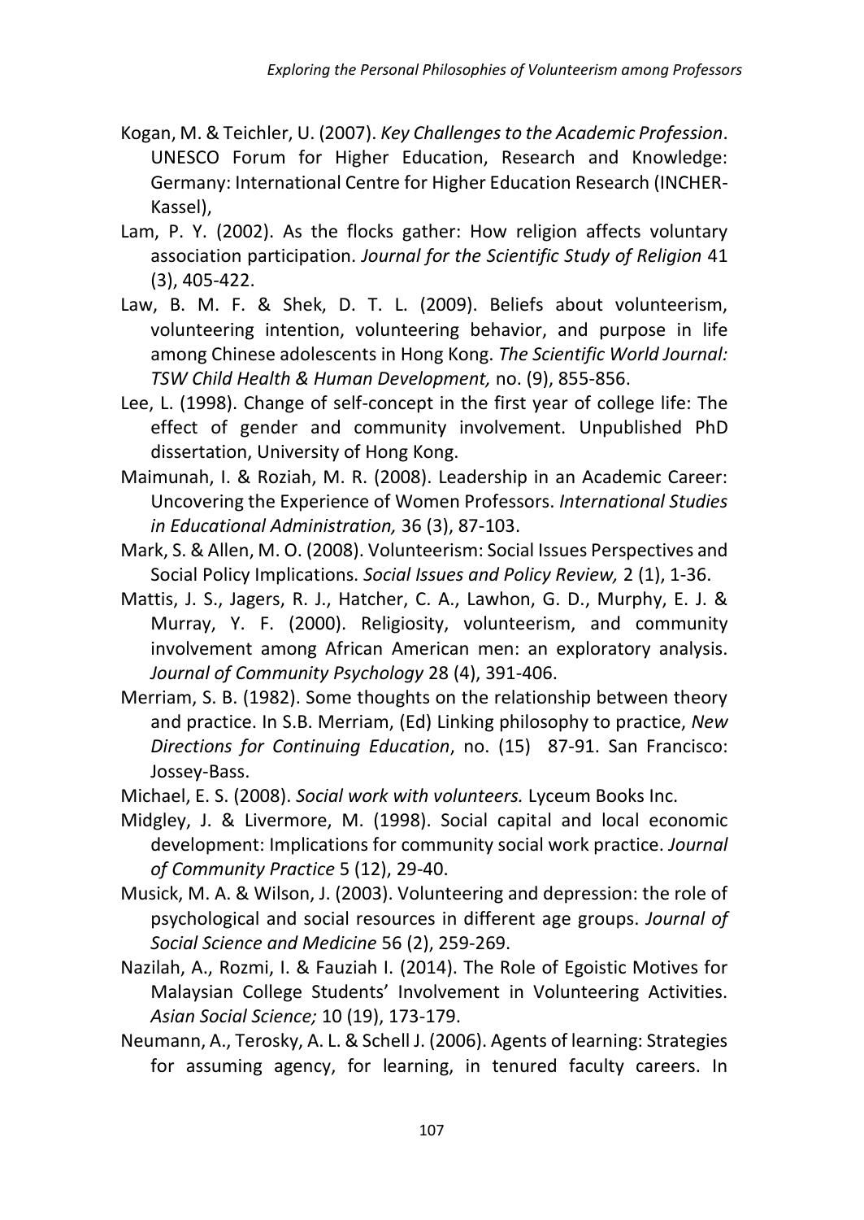Kogan, M. & Teichler, U. (2007). *Key Challenges to the Academic Profession*. UNESCO Forum for Higher Education, Research and Knowledge: Germany: International Centre for Higher Education Research (INCHER-Kassel),

Lam, P. Y. (2002). As the flocks gather: How religion affects voluntary association participation. *Journal for the Scientific Study of Religion* 41 (3), 405-422.

Law, B. M. F. & Shek, D. T. L. (2009). Beliefs about volunteerism, volunteering intention, volunteering behavior, and purpose in life among Chinese adolescents in Hong Kong. *The Scientific World Journal: TSW Child Health & Human Development,* no. (9), 855-856.

Lee, L. (1998). Change of self-concept in the first year of college life: The effect of gender and community involvement. Unpublished PhD dissertation, University of Hong Kong.

Maimunah, I. & Roziah, M. R. (2008). Leadership in an Academic Career: Uncovering the Experience of Women Professors. *International Studies in Educational Administration,* 36 (3), 87-103.

Mark, S. & Allen, M. O. (2008). Volunteerism: Social Issues Perspectives and Social Policy Implications. *Social Issues and Policy Review,* 2 (1), 1-36.

Mattis, J. S., Jagers, R. J., Hatcher, C. A., Lawhon, G. D., Murphy, E. J. & Murray, Y. F. (2000). Religiosity, volunteerism, and community involvement among African American men: an exploratory analysis. *Journal of Community Psychology* 28 (4), 391-406.

Merriam, S. B. (1982). Some thoughts on the relationship between theory and practice. In S.B. Merriam, (Ed) Linking philosophy to practice, *New Directions for Continuing Education*, no. (15) 87-91. San Francisco: Jossey-Bass.

Michael, E. S. (2008). *Social work with volunteers.* Lyceum Books Inc.

Midgley, J. & Livermore, M. (1998). Social capital and local economic development: Implications for community social work practice. *Journal of Community Practice* 5 (12), 29-40.

Musick, M. A. & Wilson, J. (2003). Volunteering and depression: the role of psychological and social resources in different age groups. *Journal of Social Science and Medicine* 56 (2), 259-269.

Nazilah, A., Rozmi, I. & Fauziah I. (2014). The Role of Egoistic Motives for Malaysian College Students' Involvement in Volunteering Activities. *Asian Social Science;* 10 (19), 173-179.

Neumann, A., Terosky, A. L. & Schell J. (2006). Agents of learning: Strategies for assuming agency, for learning, in tenured faculty careers. In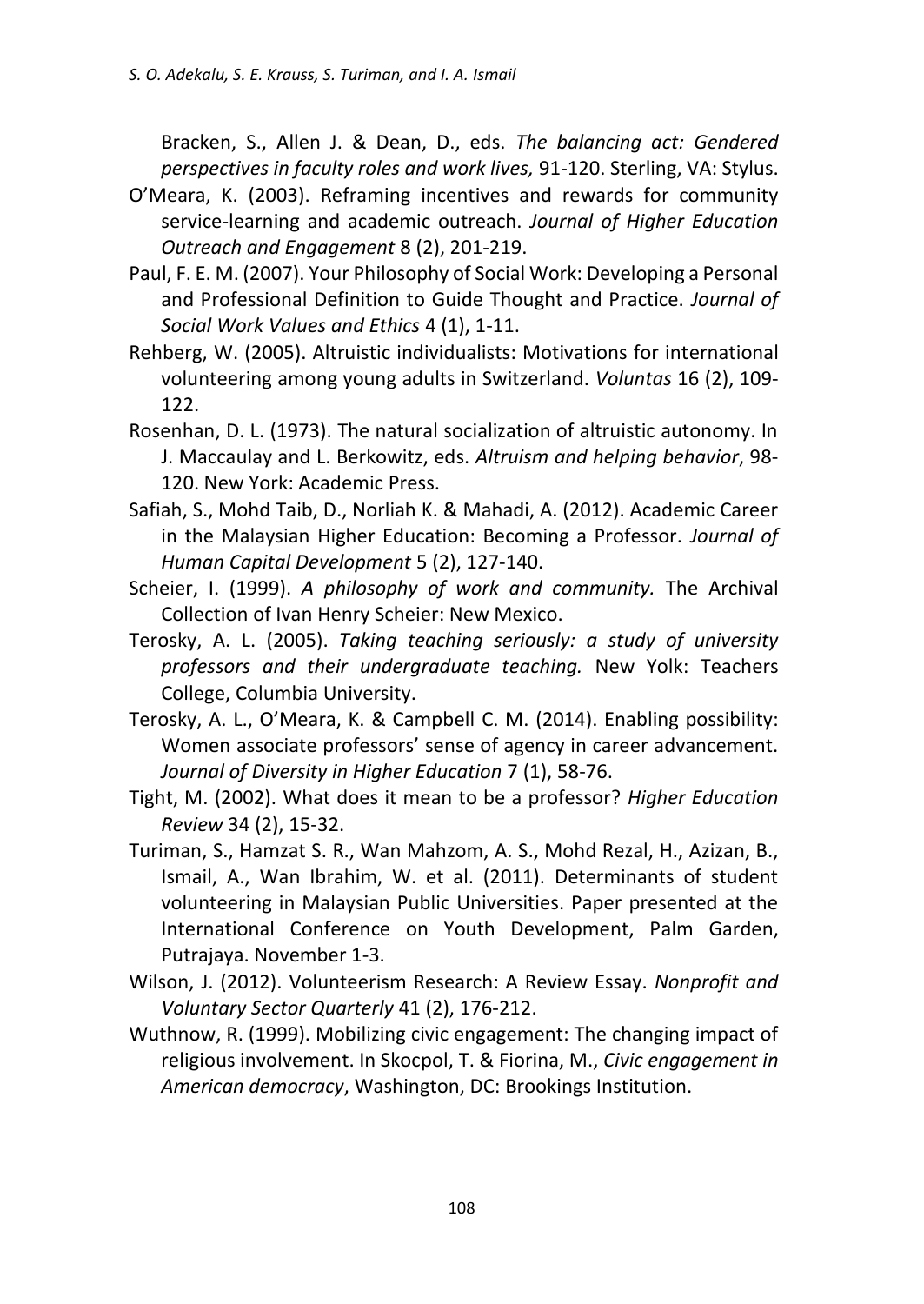Bracken, S., Allen J. & Dean, D., eds. *The balancing act: Gendered perspectives in faculty roles and work lives,* 91-120. Sterling, VA: Stylus.

O'Meara, K. (2003). Reframing incentives and rewards for community service-learning and academic outreach. *Journal of Higher Education Outreach and Engagement* 8 (2), 201-219.

Paul, F. E. M. (2007). Your Philosophy of Social Work: Developing a Personal and Professional Definition to Guide Thought and Practice. *Journal of Social Work Values and Ethics* 4 (1), 1-11.

Rehberg, W. (2005). Altruistic individualists: Motivations for international volunteering among young adults in Switzerland. *Voluntas* 16 (2), 109-122.

Rosenhan, D. L. (1973). The natural socialization of altruistic autonomy. In J. Maccaulay and L. Berkowitz, eds. *Altruism and helping behavior*, 98-120. New York: Academic Press.

Safiah, S., Mohd Taib, D., Norliah K. & Mahadi, A. (2012). Academic Career in the Malaysian Higher Education: Becoming a Professor. *Journal of Human Capital Development* 5 (2), 127-140.

Scheier, I. (1999). *A philosophy of work and community.* The Archival Collection of Ivan Henry Scheier: New Mexico.

Terosky, A. L. (2005). *Taking teaching seriously: a study of university professors and their undergraduate teaching.* New Yolk: Teachers College, Columbia University.

Terosky, A. L., O'Meara, K. & Campbell C. M. (2014). Enabling possibility: Women associate professors' sense of agency in career advancement. *Journal of Diversity in Higher Education* 7 (1), 58-76.

Tight, M. (2002). What does it mean to be a professor? *Higher Education Review* 34 (2), 15-32.

Turiman, S., Hamzat S. R., Wan Mahzom, A. S., Mohd Rezal, H., Azizan, B., Ismail, A., Wan Ibrahim, W. et al. (2011). Determinants of student volunteering in Malaysian Public Universities. Paper presented at the International Conference on Youth Development, Palm Garden, Putrajaya. November 1-3.

Wilson, J. (2012). Volunteerism Research: A Review Essay. *Nonprofit and Voluntary Sector Quarterly* 41 (2), 176-212.

Wuthnow, R. (1999). Mobilizing civic engagement: The changing impact of religious involvement. In Skocpol, T. & Fiorina, M., *Civic engagement in American democracy*, Washington, DC: Brookings Institution.